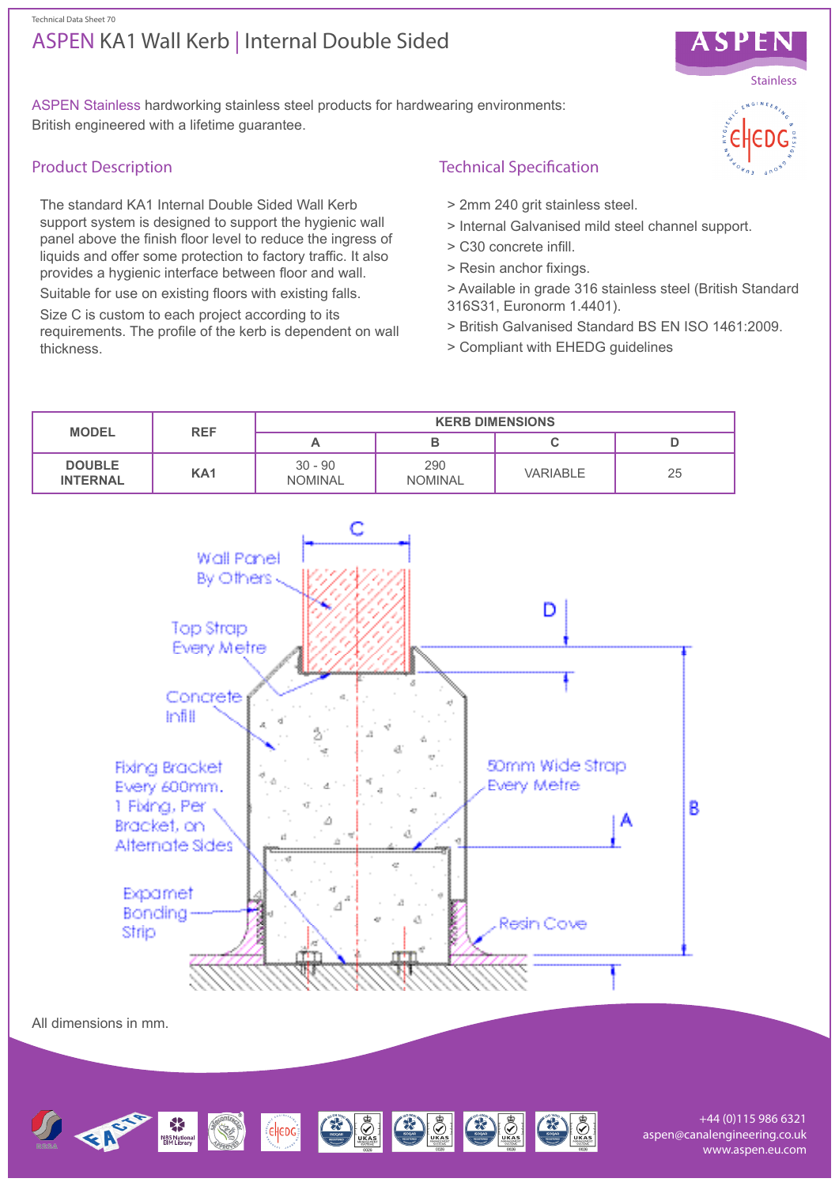Technical Data Sheet 70

# ASPEN KA1 Wall Kerb | Internal Double Sided

ASPEN Stainless hardworking stainless steel products for hardwearing environments: British engineered with a lifetime guarantee.

## Product Description

The standard KA1 Internal Double Sided Wall Kerb support system is designed to support the hygienic wall panel above the finish floor level to reduce the ingress of liquids and offer some protection to factory traffic. It also provides a hygienic interface between floor and wall.

Suitable for use on existing floors with existing falls.

Size C is custom to each project according to its requirements. The profile of the kerb is dependent on wall thickness.

## Technical Specification

- > 2mm 240 grit stainless steel.
- > Internal Galvanised mild steel channel support.
- > C30 concrete infill.
- > Resin anchor fixings.
- > Available in grade 316 stainless steel (British Standard 316S31, Euronorm 1.4401).
- > British Galvanised Standard BS EN ISO 1461:2009.
- > Compliant with EHEDG guidelines

| MODEL | REF | KERB DIMENSIONS | | | |
|---|---|---|---|---|---|
| | | A | B | C | D |
| DOUBLE INTERNAL | KA1 | 30 - 90 NOMINAL | 290 NOMINAL | VARIABLE | 25 |

Wall Panel By Others

Top Strap Every Metre

Concrete Infill

Fixing Bracket Every 600mm. 1 Fixing, Per Bracket, on Alternate Sides

Expamet Bonding Strip

50mm Wide Strap Every Metre

Resin Cove

All dimensions in mm.

+44 (0)115 986 6321
aspen@canalengineering.co.uk
www.aspen.eu.com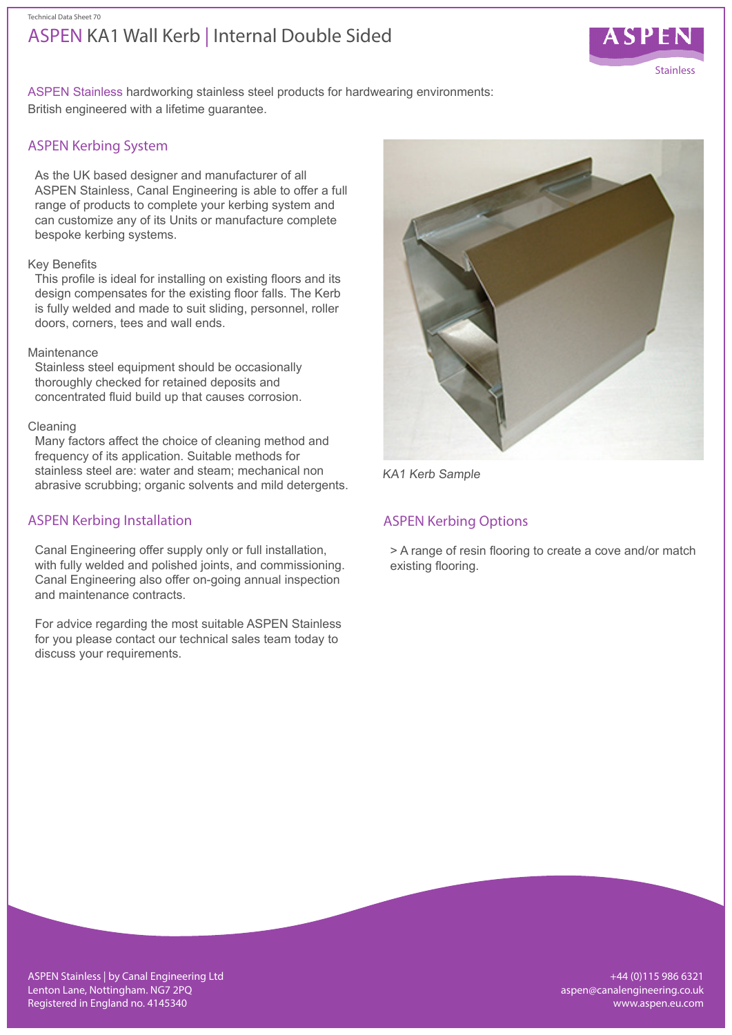Technical Data Sheet 70

# ASPEN KA1 Wall Kerb | Internal Double Sided

ASPEN Stainless hardworking stainless steel products for hardwearing environments: British engineered with a lifetime guarantee.

## ASPEN Kerbing System

As the UK based designer and manufacturer of all ASPEN Stainless, Canal Engineering is able to offer a full range of products to complete your kerbing system and can customize any of its Units or manufacture complete bespoke kerbing systems.

Key Benefits

This profile is ideal for installing on existing floors and its design compensates for the existing floor falls. The Kerb is fully welded and made to suit sliding, personnel, roller doors, corners, tees and wall ends.

Maintenance

Stainless steel equipment should be occasionally thoroughly checked for retained deposits and concentrated fluid build up that causes corrosion.

Cleaning

Many factors affect the choice of cleaning method and frequency of its application. Suitable methods for stainless steel are: water and steam; mechanical non abrasive scrubbing; organic solvents and mild detergents.

*KA1 Kerb Sample*

## ASPEN Kerbing Installation

Canal Engineering offer supply only or full installation, with fully welded and polished joints, and commissioning. Canal Engineering also offer on-going annual inspection and maintenance contracts.

For advice regarding the most suitable ASPEN Stainless for you please contact our technical sales team today to discuss your requirements.

## ASPEN Kerbing Options

> A range of resin flooring to create a cove and/or match existing flooring.

ASPEN Stainless | by Canal Engineering Ltd
Lenton Lane, Nottingham. NG7 2PQ
Registered in England no. 4145340

+44 (0)115 986 6321
aspen@canalengineering.co.uk
www.aspen.eu.com